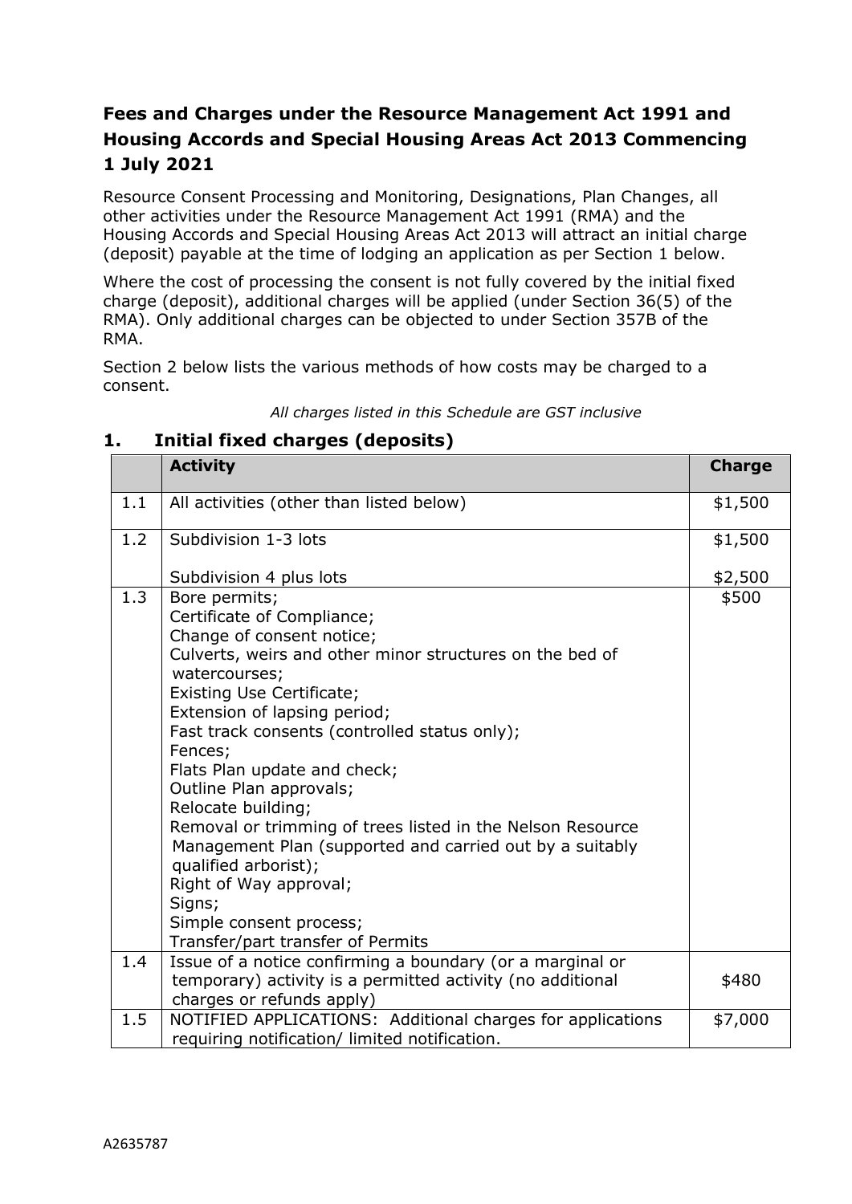## Fees and Charges under the Resource Management Act 1991 and Housing Accords and Special Housing Areas Act 2013 Commencing 1 July 2021

Resource Consent Processing and Monitoring, Designations, Plan Changes, all other activities under the Resource Management Act 1991 (RMA) and the Housing Accords and Special Housing Areas Act 2013 will attract an initial charge (deposit) payable at the time of lodging an application as per Section 1 below.

Where the cost of processing the consent is not fully covered by the initial fixed charge (deposit), additional charges will be applied (under Section 36(5) of the RMA). Only additional charges can be objected to under Section 357B of the RMA.

Section 2 below lists the various methods of how costs may be charged to a consent.

*All charges listed in this Schedule are GST inclusive*

### 1. Initial fixed charges (deposits)

| | Activity | Charge |
|---|---|---|
| 1.1 | All activities (other than listed below) | $1,500 |
| 1.2 | Subdivision 1-3 lots<br><br>Subdivision 4 plus lots | $1,500<br><br>$2,500 |
| 1.3 | Bore permits;<br>Certificate of Compliance;<br>Change of consent notice;<br>Culverts, weirs and other minor structures on the bed of watercourses;<br>Existing Use Certificate;<br>Extension of lapsing period;<br>Fast track consents (controlled status only);<br>Fences;<br>Flats Plan update and check;<br>Outline Plan approvals;<br>Relocate building;<br>Removal or trimming of trees listed in the Nelson Resource Management Plan (supported and carried out by a suitably qualified arborist);<br>Right of Way approval;<br>Signs;<br>Simple consent process;<br>Transfer/part transfer of Permits | $500 |
| 1.4 | Issue of a notice confirming a boundary (or a marginal or temporary) activity is a permitted activity (no additional charges or refunds apply) | $480 |
| 1.5 | NOTIFIED APPLICATIONS: Additional charges for applications requiring notification/ limited notification. | $7,000 |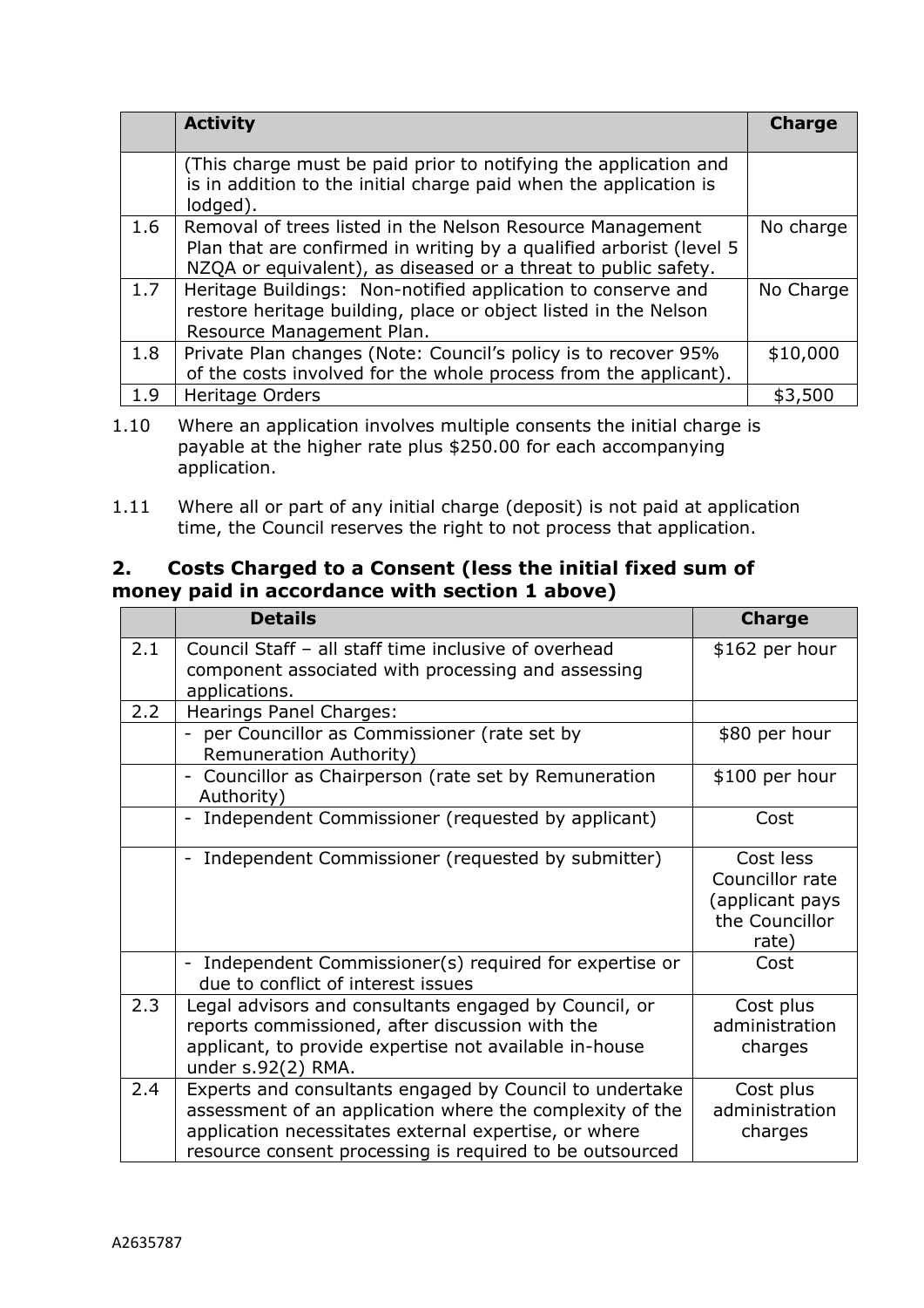| | Activity | Charge |
|---|---|---|
| | (This charge must be paid prior to notifying the application and is in addition to the initial charge paid when the application is lodged). | |
| 1.6 | Removal of trees listed in the Nelson Resource Management Plan that are confirmed in writing by a qualified arborist (level 5 NZQA or equivalent), as diseased or a threat to public safety. | No charge |
| 1.7 | Heritage Buildings: Non-notified application to conserve and restore heritage building, place or object listed in the Nelson Resource Management Plan. | No Charge |
| 1.8 | Private Plan changes (Note: Council's policy is to recover 95% of the costs involved for the whole process from the applicant). | $10,000 |
| 1.9 | Heritage Orders | $3,500 |

1.10 Where an application involves multiple consents the initial charge is payable at the higher rate plus $250.00 for each accompanying application.

1.11 Where all or part of any initial charge (deposit) is not paid at application time, the Council reserves the right to not process that application.

## 2. Costs Charged to a Consent (less the initial fixed sum of money paid in accordance with section 1 above)

| | Details | Charge |
|---|---|---|
| 2.1 | Council Staff – all staff time inclusive of overhead component associated with processing and assessing applications. | $162 per hour |
| 2.2 | Hearings Panel Charges: | |
| | - per Councillor as Commissioner (rate set by Remuneration Authority) | $80 per hour |
| | - Councillor as Chairperson (rate set by Remuneration Authority) | $100 per hour |
| | - Independent Commissioner (requested by applicant) | Cost |
| | - Independent Commissioner (requested by submitter) | Cost less Councillor rate (applicant pays the Councillor rate) |
| | - Independent Commissioner(s) required for expertise or due to conflict of interest issues | Cost |
| 2.3 | Legal advisors and consultants engaged by Council, or reports commissioned, after discussion with the applicant, to provide expertise not available in-house under s.92(2) RMA. | Cost plus administration charges |
| 2.4 | Experts and consultants engaged by Council to undertake assessment of an application where the complexity of the application necessitates external expertise, or where resource consent processing is required to be outsourced | Cost plus administration charges |

A2635787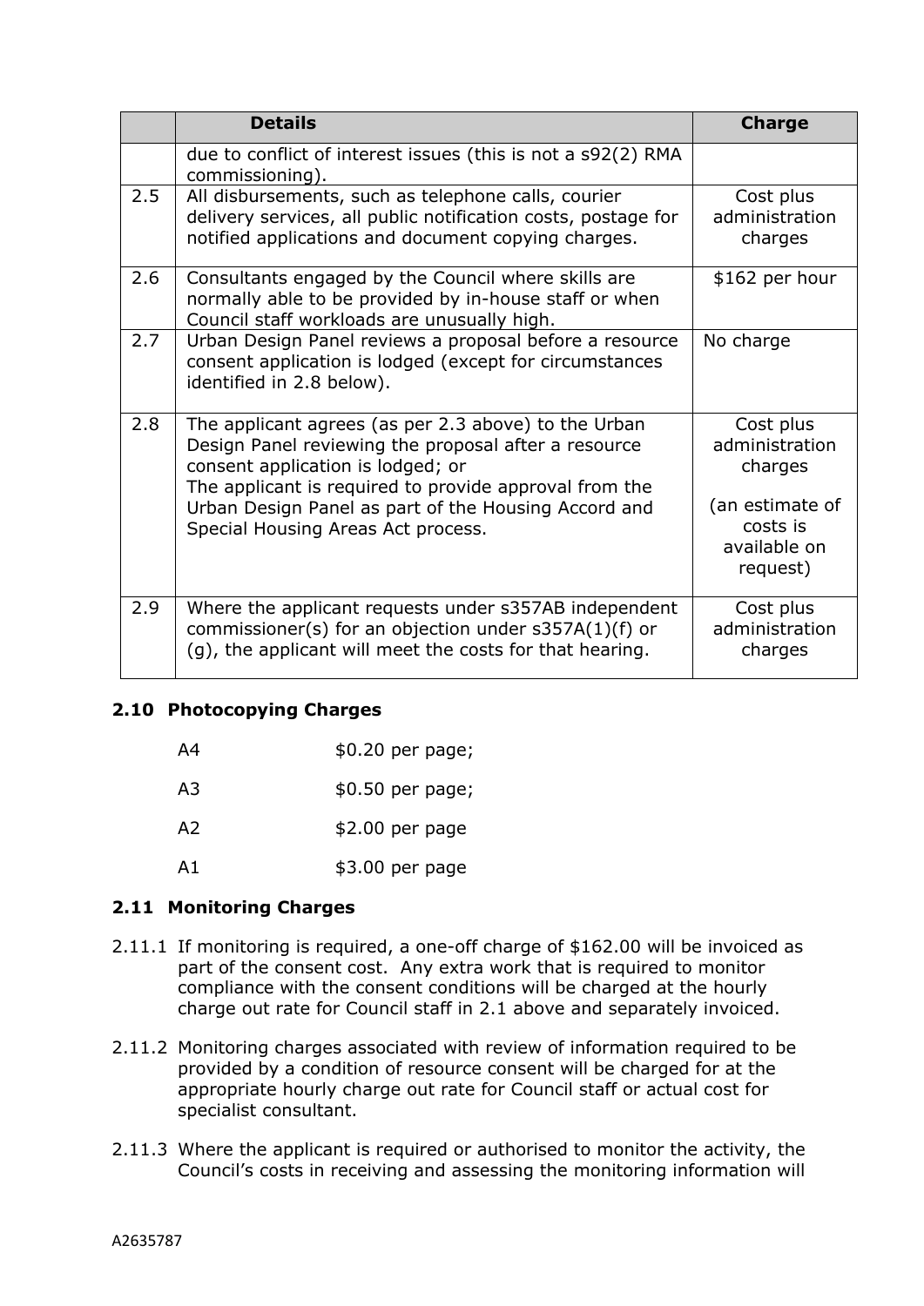|  | Details | Charge |
| --- | --- | --- |
|  | due to conflict of interest issues (this is not a s92(2) RMA commissioning). |  |
| 2.5 | All disbursements, such as telephone calls, courier delivery services, all public notification costs, postage for notified applications and document copying charges. | Cost plus administration charges |
| 2.6 | Consultants engaged by the Council where skills are normally able to be provided by in-house staff or when Council staff workloads are unusually high. | $162 per hour |
| 2.7 | Urban Design Panel reviews a proposal before a resource consent application is lodged (except for circumstances identified in 2.8 below). | No charge |
| 2.8 | The applicant agrees (as per 2.3 above) to the Urban Design Panel reviewing the proposal after a resource consent application is lodged; or<br>The applicant is required to provide approval from the Urban Design Panel as part of the Housing Accord and Special Housing Areas Act process. | Cost plus administration charges<br><br>(an estimate of costs is available on request) |
| 2.9 | Where the applicant requests under s357AB independent commissioner(s) for an objection under s357A(1)(f) or (g), the applicant will meet the costs for that hearing. | Cost plus administration charges |

### 2.10 Photocopying Charges

| | |
| --- | --- |
| A4 | $0.20 per page; |
| A3 | $0.50 per page; |
| A2 | $2.00 per page |
| A1 | $3.00 per page |

### 2.11 Monitoring Charges

2.11.1 If monitoring is required, a one-off charge of $162.00 will be invoiced as part of the consent cost. Any extra work that is required to monitor compliance with the consent conditions will be charged at the hourly charge out rate for Council staff in 2.1 above and separately invoiced.

2.11.2 Monitoring charges associated with review of information required to be provided by a condition of resource consent will be charged for at the appropriate hourly charge out rate for Council staff or actual cost for specialist consultant.

2.11.3 Where the applicant is required or authorised to monitor the activity, the Council's costs in receiving and assessing the monitoring information will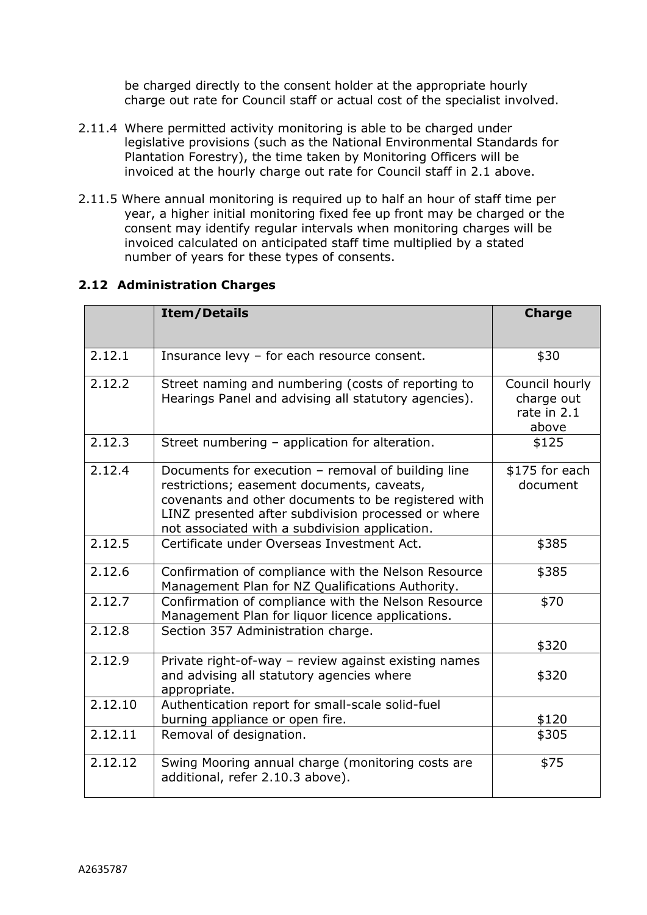be charged directly to the consent holder at the appropriate hourly charge out rate for Council staff or actual cost of the specialist involved.

2.11.4 Where permitted activity monitoring is able to be charged under legislative provisions (such as the National Environmental Standards for Plantation Forestry), the time taken by Monitoring Officers will be invoiced at the hourly charge out rate for Council staff in 2.1 above.

2.11.5 Where annual monitoring is required up to half an hour of staff time per year, a higher initial monitoring fixed fee up front may be charged or the consent may identify regular intervals when monitoring charges will be invoiced calculated on anticipated staff time multiplied by a stated number of years for these types of consents.

## 2.12 Administration Charges

| | Item/Details | Charge |
|---|---|---|
| 2.12.1 | Insurance levy – for each resource consent. | $30 |
| 2.12.2 | Street naming and numbering (costs of reporting to Hearings Panel and advising all statutory agencies). | Council hourly charge out rate in 2.1 above |
| 2.12.3 | Street numbering – application for alteration. | $125 |
| 2.12.4 | Documents for execution – removal of building line restrictions; easement documents, caveats, covenants and other documents to be registered with LINZ presented after subdivision processed or where not associated with a subdivision application. | $175 for each document |
| 2.12.5 | Certificate under Overseas Investment Act. | $385 |
| 2.12.6 | Confirmation of compliance with the Nelson Resource Management Plan for NZ Qualifications Authority. | $385 |
| 2.12.7 | Confirmation of compliance with the Nelson Resource Management Plan for liquor licence applications. | $70 |
| 2.12.8 | Section 357 Administration charge. | $320 |
| 2.12.9 | Private right-of-way – review against existing names and advising all statutory agencies where appropriate. | $320 |
| 2.12.10 | Authentication report for small-scale solid-fuel burning appliance or open fire. | $120 |
| 2.12.11 | Removal of designation. | $305 |
| 2.12.12 | Swing Mooring annual charge (monitoring costs are additional, refer 2.10.3 above). | $75 |

A2635787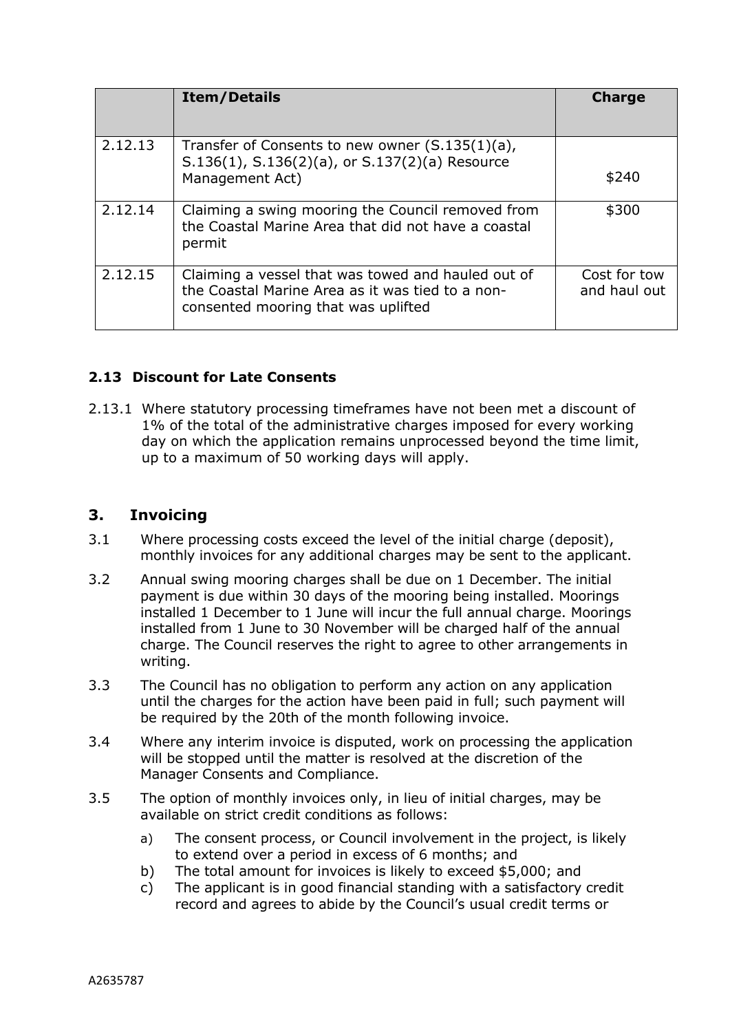| | Item/Details | Charge |
|---|---|---|
| 2.12.13 | Transfer of Consents to new owner (S.135(1)(a), S.136(1), S.136(2)(a), or S.137(2)(a) Resource Management Act) | $240 |
| 2.12.14 | Claiming a swing mooring the Council removed from the Coastal Marine Area that did not have a coastal permit | $300 |
| 2.12.15 | Claiming a vessel that was towed and hauled out of the Coastal Marine Area as it was tied to a non-consented mooring that was uplifted | Cost for tow and haul out |

### 2.13 Discount for Late Consents

2.13.1 Where statutory processing timeframes have not been met a discount of 1% of the total of the administrative charges imposed for every working day on which the application remains unprocessed beyond the time limit, up to a maximum of 50 working days will apply.

## 3. Invoicing

3.1 Where processing costs exceed the level of the initial charge (deposit), monthly invoices for any additional charges may be sent to the applicant.

3.2 Annual swing mooring charges shall be due on 1 December. The initial payment is due within 30 days of the mooring being installed. Moorings installed 1 December to 1 June will incur the full annual charge. Moorings installed from 1 June to 30 November will be charged half of the annual charge. The Council reserves the right to agree to other arrangements in writing.

3.3 The Council has no obligation to perform any action on any application until the charges for the action have been paid in full; such payment will be required by the 20th of the month following invoice.

3.4 Where any interim invoice is disputed, work on processing the application will be stopped until the matter is resolved at the discretion of the Manager Consents and Compliance.

3.5 The option of monthly invoices only, in lieu of initial charges, may be available on strict credit conditions as follows:

a) The consent process, or Council involvement in the project, is likely to extend over a period in excess of 6 months; and

b) The total amount for invoices is likely to exceed $5,000; and

c) The applicant is in good financial standing with a satisfactory credit record and agrees to abide by the Council's usual credit terms or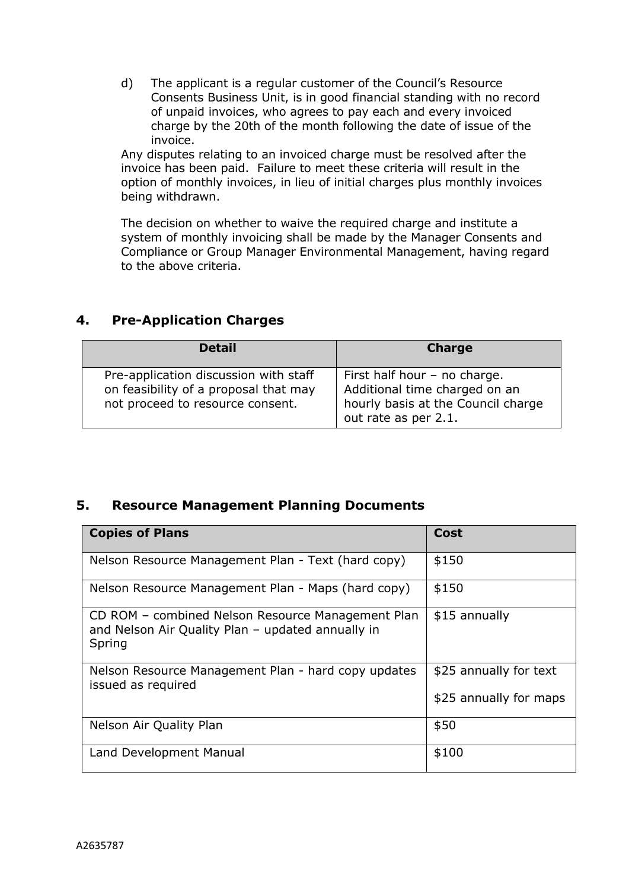d) The applicant is a regular customer of the Council's Resource Consents Business Unit, is in good financial standing with no record of unpaid invoices, who agrees to pay each and every invoiced charge by the 20th of the month following the date of issue of the invoice.

Any disputes relating to an invoiced charge must be resolved after the invoice has been paid. Failure to meet these criteria will result in the option of monthly invoices, in lieu of initial charges plus monthly invoices being withdrawn.

The decision on whether to waive the required charge and institute a system of monthly invoicing shall be made by the Manager Consents and Compliance or Group Manager Environmental Management, having regard to the above criteria.

## 4. Pre-Application Charges

| Detail | Charge |
|---|---|
| Pre-application discussion with staff on feasibility of a proposal that may not proceed to resource consent. | First half hour – no charge. Additional time charged on an hourly basis at the Council charge out rate as per 2.1. |

## 5. Resource Management Planning Documents

| Copies of Plans | Cost |
|---|---|
| Nelson Resource Management Plan - Text (hard copy) | $150 |
| Nelson Resource Management Plan - Maps (hard copy) | $150 |
| CD ROM – combined Nelson Resource Management Plan and Nelson Air Quality Plan – updated annually in Spring | $15 annually |
| Nelson Resource Management Plan - hard copy updates issued as required | $25 annually for text<br>$25 annually for maps |
| Nelson Air Quality Plan | $50 |
| Land Development Manual | $100 |

A2635787